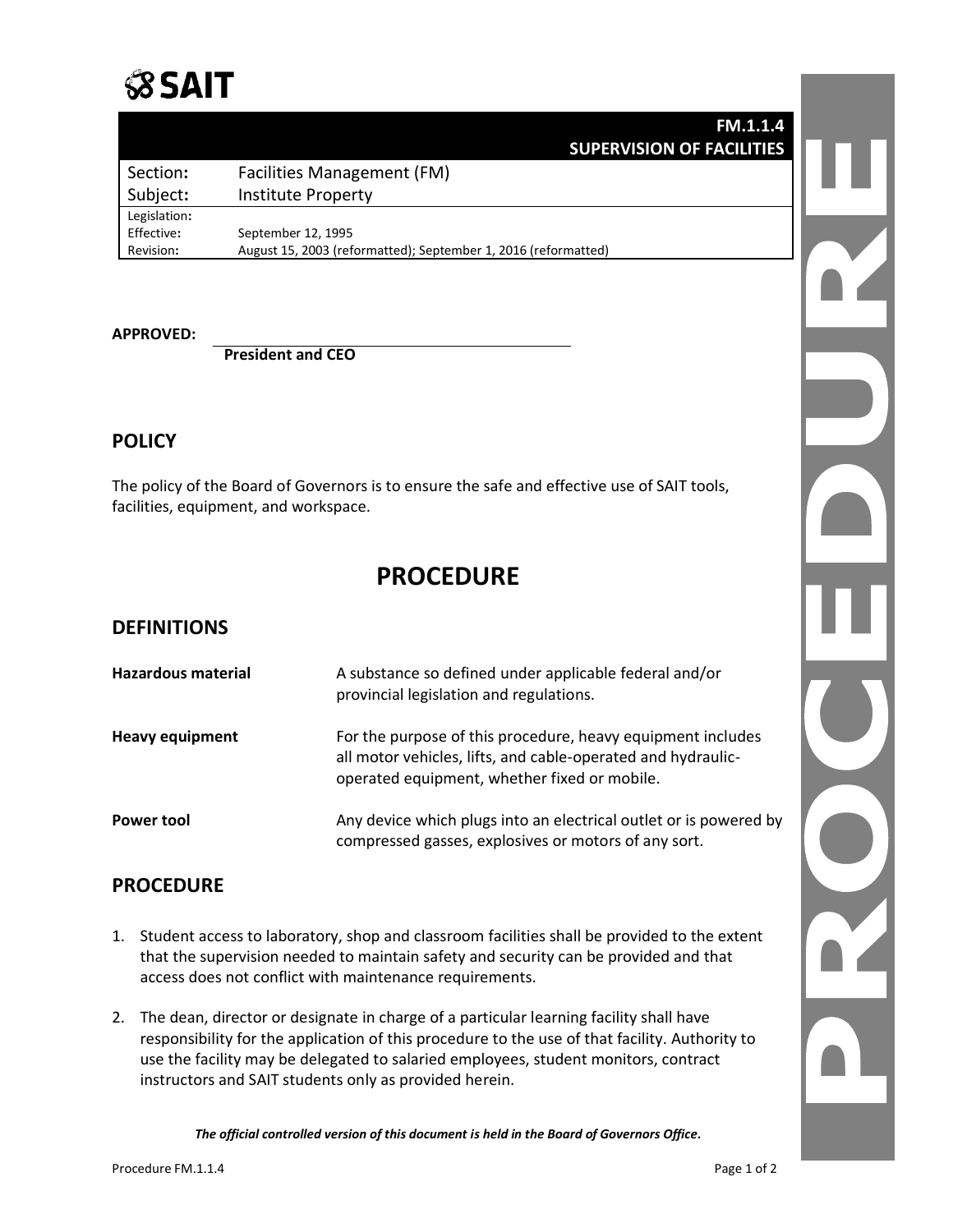SAIT

| | FM.1.1.4<br>SUPERVISION OF FACILITIES |
|---|---|
| Section: | Facilities Management (FM) |
| Subject: | Institute Property |
| Legislation: | |
| Effective: | September 12, 1995 |
| Revision: | August 15, 2003 (reformatted); September 1, 2016 (reformatted) |

**APPROVED:**

**President and CEO**

## POLICY

The policy of the Board of Governors is to ensure the safe and effective use of SAIT tools, facilities, equipment, and workspace.

# PROCEDURE

## DEFINITIONS

| | |
|---|---|
| **Hazardous material** | A substance so defined under applicable federal and/or provincial legislation and regulations. |
| **Heavy equipment** | For the purpose of this procedure, heavy equipment includes all motor vehicles, lifts, and cable-operated and hydraulic-operated equipment, whether fixed or mobile. |
| **Power tool** | Any device which plugs into an electrical outlet or is powered by compressed gasses, explosives or motors of any sort. |

## PROCEDURE

1. Student access to laboratory, shop and classroom facilities shall be provided to the extent that the supervision needed to maintain safety and security can be provided and that access does not conflict with maintenance requirements.

2. The dean, director or designate in charge of a particular learning facility shall have responsibility for the application of this procedure to the use of that facility. Authority to use the facility may be delegated to salaried employees, student monitors, contract instructors and SAIT students only as provided herein.

***The official controlled version of this document is held in the Board of Governors Office.***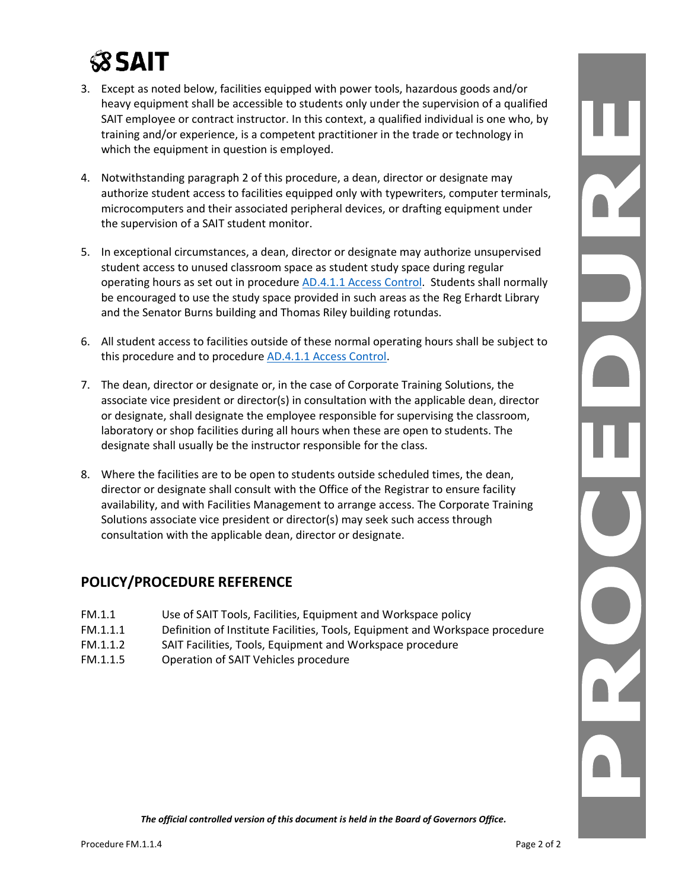3. Except as noted below, facilities equipped with power tools, hazardous goods and/or heavy equipment shall be accessible to students only under the supervision of a qualified SAIT employee or contract instructor. In this context, a qualified individual is one who, by training and/or experience, is a competent practitioner in the trade or technology in which the equipment in question is employed.

4. Notwithstanding paragraph 2 of this procedure, a dean, director or designate may authorize student access to facilities equipped only with typewriters, computer terminals, microcomputers and their associated peripheral devices, or drafting equipment under the supervision of a SAIT student monitor.

5. In exceptional circumstances, a dean, director or designate may authorize unsupervised student access to unused classroom space as student study space during regular operating hours as set out in procedure AD.4.1.1 Access Control. Students shall normally be encouraged to use the study space provided in such areas as the Reg Erhardt Library and the Senator Burns building and Thomas Riley building rotundas.

6. All student access to facilities outside of these normal operating hours shall be subject to this procedure and to procedure AD.4.1.1 Access Control.

7. The dean, director or designate or, in the case of Corporate Training Solutions, the associate vice president or director(s) in consultation with the applicable dean, director or designate, shall designate the employee responsible for supervising the classroom, laboratory or shop facilities during all hours when these are open to students. The designate shall usually be the instructor responsible for the class.

8. Where the facilities are to be open to students outside scheduled times, the dean, director or designate shall consult with the Office of the Registrar to ensure facility availability, and with Facilities Management to arrange access. The Corporate Training Solutions associate vice president or director(s) may seek such access through consultation with the applicable dean, director or designate.

## POLICY/PROCEDURE REFERENCE

| | |
|---|---|
| FM.1.1 | Use of SAIT Tools, Facilities, Equipment and Workspace policy |
| FM.1.1.1 | Definition of Institute Facilities, Tools, Equipment and Workspace procedure |
| FM.1.1.2 | SAIT Facilities, Tools, Equipment and Workspace procedure |
| FM.1.1.5 | Operation of SAIT Vehicles procedure |

***The official controlled version of this document is held in the Board of Governors Office.***